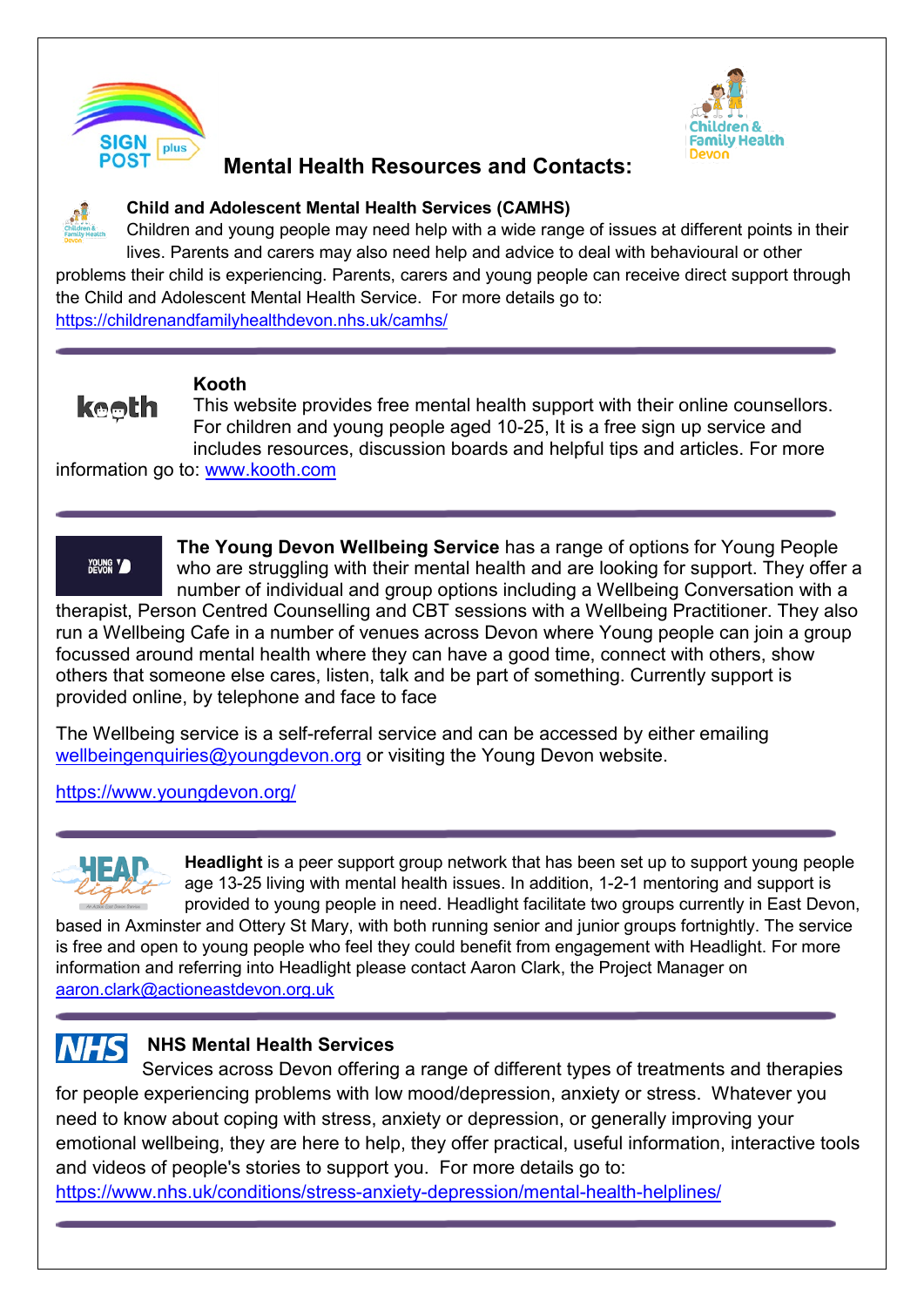# Mental Health Resources and Contacts:

### Child and Adolescent Mental Health Services (CAMHS)

Children and young people may need help with a wide range of issues at different points in their lives. Parents and carers may also need help and advice to deal with behavioural or other problems their child is experiencing. Parents, carers and young people can receive direct support through the Child and Adolescent Mental Health Service. For more details go to: https://childrenandfamilyhealthdevon.nhs.uk/camhs/

---

### Kooth

This website provides free mental health support with their online counsellors. For children and young people aged 10-25, It is a free sign up service and includes resources, discussion boards and helpful tips and articles. For more information go to: www.kooth.com

---

**The Young Devon Wellbeing Service** has a range of options for Young People who are struggling with their mental health and are looking for support. They offer a number of individual and group options including a Wellbeing Conversation with a therapist, Person Centred Counselling and CBT sessions with a Wellbeing Practitioner. They also run a Wellbeing Cafe in a number of venues across Devon where Young people can join a group focussed around mental health where they can have a good time, connect with others, show others that someone else cares, listen, talk and be part of something. Currently support is provided online, by telephone and face to face

The Wellbeing service is a self-referral service and can be accessed by either emailing wellbeingenquiries@youngdevon.org or visiting the Young Devon website.

https://www.youngdevon.org/

---

**Headlight** is a peer support group network that has been set up to support young people age 13-25 living with mental health issues. In addition, 1-2-1 mentoring and support is provided to young people in need. Headlight facilitate two groups currently in East Devon, based in Axminster and Ottery St Mary, with both running senior and junior groups fortnightly. The service is free and open to young people who feel they could benefit from engagement with Headlight. For more information and referring into Headlight please contact Aaron Clark, the Project Manager on aaron.clark@actioneastdevon.org.uk

---

### NHS Mental Health Services

Services across Devon offering a range of different types of treatments and therapies for people experiencing problems with low mood/depression, anxiety or stress. Whatever you need to know about coping with stress, anxiety or depression, or generally improving your emotional wellbeing, they are here to help, they offer practical, useful information, interactive tools and videos of people's stories to support you. For more details go to: https://www.nhs.uk/conditions/stress-anxiety-depression/mental-health-helplines/

---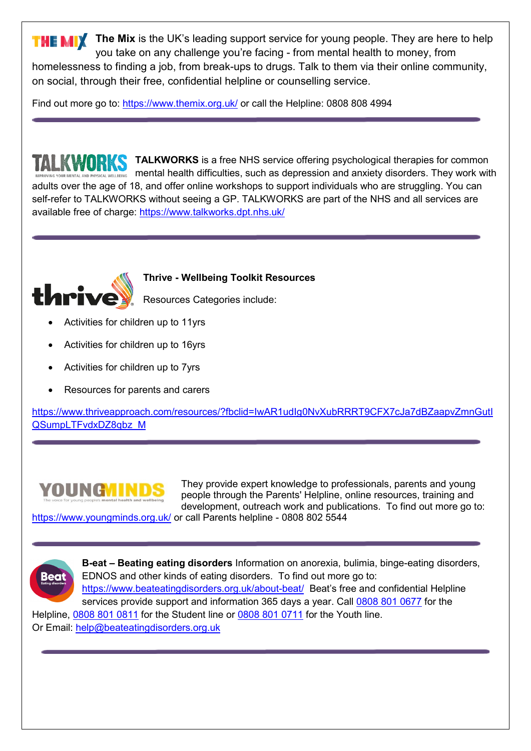**The Mix** is the UK's leading support service for young people. They are here to help you take on any challenge you're facing - from mental health to money, from homelessness to finding a job, from break-ups to drugs. Talk to them via their online community, on social, through their free, confidential helpline or counselling service.

Find out more go to: https://www.themix.org.uk/ or call the Helpline: 0808 808 4994

---

**TALKWORKS** is a free NHS service offering psychological therapies for common mental health difficulties, such as depression and anxiety disorders. They work with adults over the age of 18, and offer online workshops to support individuals who are struggling. You can self-refer to TALKWORKS without seeing a GP. TALKWORKS are part of the NHS and all services are available free of charge: https://www.talkworks.dpt.nhs.uk/

---

**Thrive - Wellbeing Toolkit Resources**

Resources Categories include:

- Activities for children up to 11yrs
- Activities for children up to 16yrs
- Activities for children up to 7yrs
- Resources for parents and carers

https://www.thriveapproach.com/resources/?fbclid=IwAR1udIg0NvXubRRRT9CFX7cJa7dBZaapvZmnGutlQSumpLTFvdxDZ8qbz_M

---

They provide expert knowledge to professionals, parents and young people through the Parents' Helpline, online resources, training and development, outreach work and publications. To find out more go to: https://www.youngminds.org.uk/ or call Parents helpline - 0808 802 5544

---

**B-eat – Beating eating disorders** Information on anorexia, bulimia, binge-eating disorders, EDNOS and other kinds of eating disorders. To find out more go to: https://www.beateatingdisorders.org.uk/about-beat/ Beat's free and confidential Helpline services provide support and information 365 days a year. Call 0808 801 0677 for the Helpline, 0808 801 0811 for the Student line or 0808 801 0711 for the Youth line.
Or Email: help@beateatingdisorders.org.uk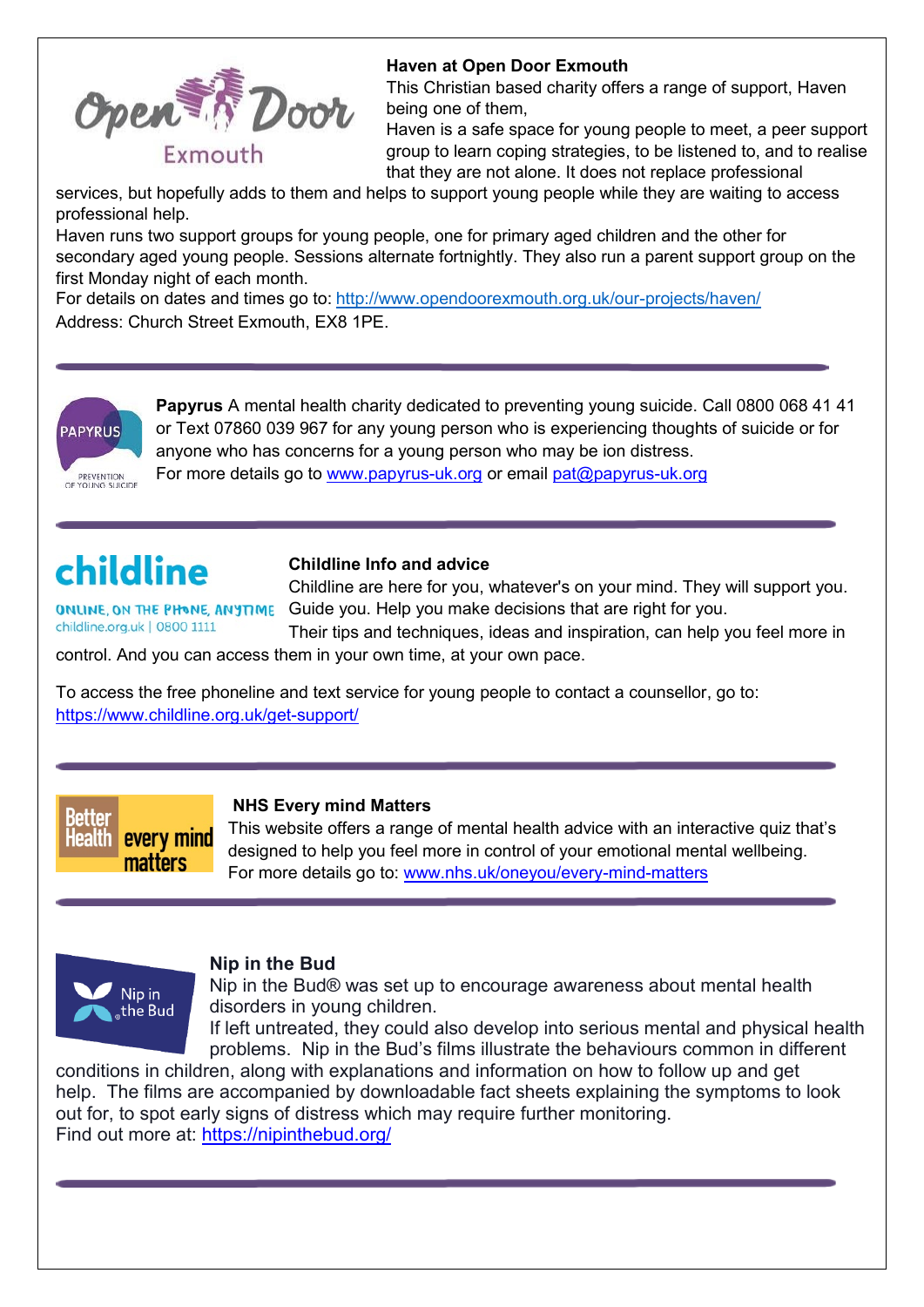### Haven at Open Door Exmouth

This Christian based charity offers a range of support, Haven being one of them,

Haven is a safe space for young people to meet, a peer support group to learn coping strategies, to be listened to, and to realise that they are not alone. It does not replace professional services, but hopefully adds to them and helps to support young people while they are waiting to access professional help.

Haven runs two support groups for young people, one for primary aged children and the other for secondary aged young people. Sessions alternate fortnightly. They also run a parent support group on the first Monday night of each month.

For details on dates and times go to: http://www.opendoorexmouth.org.uk/our-projects/haven/

Address: Church Street Exmouth, EX8 1PE.

---

**Papyrus** A mental health charity dedicated to preventing young suicide. Call 0800 068 41 41 or Text 07860 039 967 for any young person who is experiencing thoughts of suicide or for anyone who has concerns for a young person who may be ion distress.

For more details go to www.papyrus-uk.org or email pat@papyrus-uk.org

---

### Childline Info and advice

Childline are here for you, whatever's on your mind. They will support you. Guide you. Help you make decisions that are right for you.

Their tips and techniques, ideas and inspiration, can help you feel more in control. And you can access them in your own time, at your own pace.

To access the free phoneline and text service for young people to contact a counsellor, go to: https://www.childline.org.uk/get-support/

---

### NHS Every mind Matters

This website offers a range of mental health advice with an interactive quiz that's designed to help you feel more in control of your emotional mental wellbeing.

For more details go to: www.nhs.uk/oneyou/every-mind-matters

---

### Nip in the Bud

Nip in the Bud® was set up to encourage awareness about mental health disorders in young children.

If left untreated, they could also develop into serious mental and physical health problems. Nip in the Bud's films illustrate the behaviours common in different conditions in children, along with explanations and information on how to follow up and get help. The films are accompanied by downloadable fact sheets explaining the symptoms to look out for, to spot early signs of distress which may require further monitoring.

Find out more at: https://nipinthebud.org/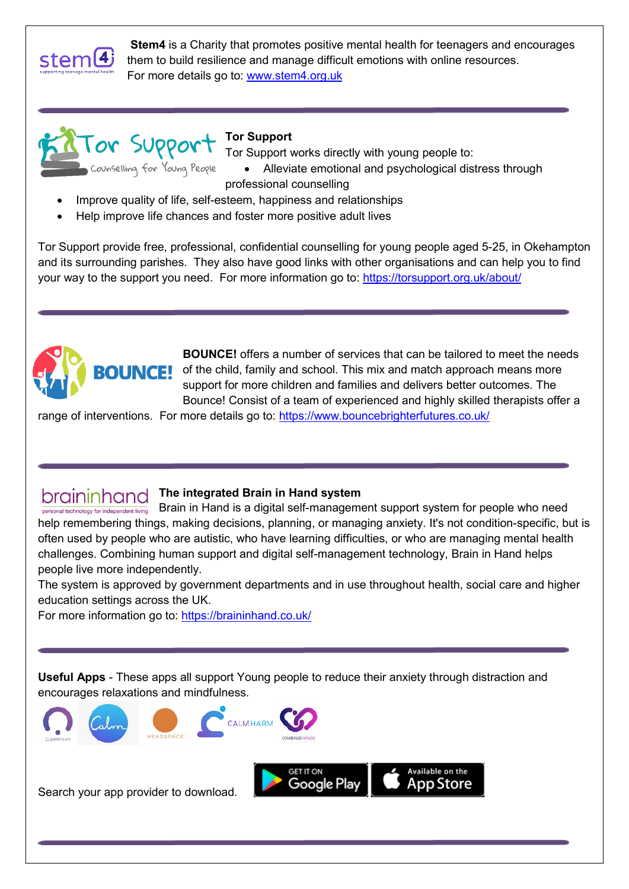**Stem4** is a Charity that promotes positive mental health for teenagers and encourages them to build resilience and manage difficult emotions with online resources.
For more details go to: www.stem4.org.uk

---

**Tor Support**

Tor Support works directly with young people to:

- Alleviate emotional and psychological distress through professional counselling
- Improve quality of life, self-esteem, happiness and relationships
- Help improve life chances and foster more positive adult lives

Tor Support provide free, professional, confidential counselling for young people aged 5-25, in Okehampton and its surrounding parishes. They also have good links with other organisations and can help you to find your way to the support you need. For more information go to: https://torsupport.org.uk/about/

---

**BOUNCE!** offers a number of services that can be tailored to meet the needs of the child, family and school. This mix and match approach means more support for more children and families and delivers better outcomes. The Bounce! Consist of a team of experienced and highly skilled therapists offer a range of interventions. For more details go to: https://www.bouncebrighterfutures.co.uk/

---

**The integrated Brain in Hand system**

Brain in Hand is a digital self-management support system for people who need help remembering things, making decisions, planning, or managing anxiety. It's not condition-specific, but is often used by people who are autistic, who have learning difficulties, or who are managing mental health challenges. Combining human support and digital self-management technology, Brain in Hand helps people live more independently.
The system is approved by government departments and in use throughout health, social care and higher education settings across the UK.
For more information go to: https://braininhand.co.uk/

---

**Useful Apps** - These apps all support Young people to reduce their anxiety through distraction and encourages relaxations and mindfulness.

CLEARFEAR, Calm, HEADSPACE, CALM HARM, COMBINED MINDS

Search your app provider to download.

GET IT ON Google Play | Available on the App Store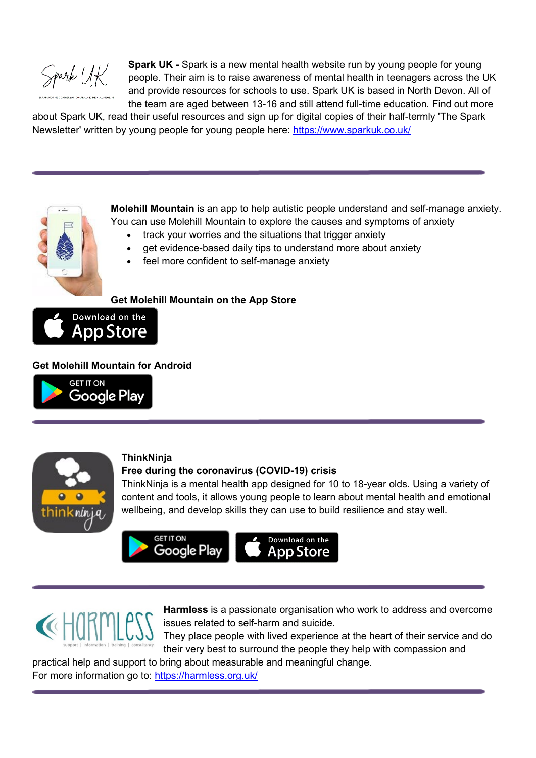**Spark UK -** Spark is a new mental health website run by young people for young people. Their aim is to raise awareness of mental health in teenagers across the UK and provide resources for schools to use. Spark UK is based in North Devon. All of the team are aged between 13-16 and still attend full-time education. Find out more about Spark UK, read their useful resources and sign up for digital copies of their half-termly 'The Spark Newsletter' written by young people for young people here: https://www.sparkuk.co.uk/

---

**Molehill Mountain** is an app to help autistic people understand and self-manage anxiety. You can use Molehill Mountain to explore the causes and symptoms of anxiety

- track your worries and the situations that trigger anxiety
- get evidence-based daily tips to understand more about anxiety
- feel more confident to self-manage anxiety

**Get Molehill Mountain on the App Store**

Download on the App Store

**Get Molehill Mountain for Android**

GET IT ON Google Play

---

**ThinkNinja**

**Free during the coronavirus (COVID-19) crisis**

ThinkNinja is a mental health app designed for 10 to 18-year olds. Using a variety of content and tools, it allows young people to learn about mental health and emotional wellbeing, and develop skills they can use to build resilience and stay well.

GET IT ON Google Play | Download on the App Store

---

**Harmless** is a passionate organisation who work to address and overcome issues related to self-harm and suicide.

They place people with lived experience at the heart of their service and do their very best to surround the people they help with compassion and practical help and support to bring about measurable and meaningful change.

For more information go to: https://harmless.org.uk/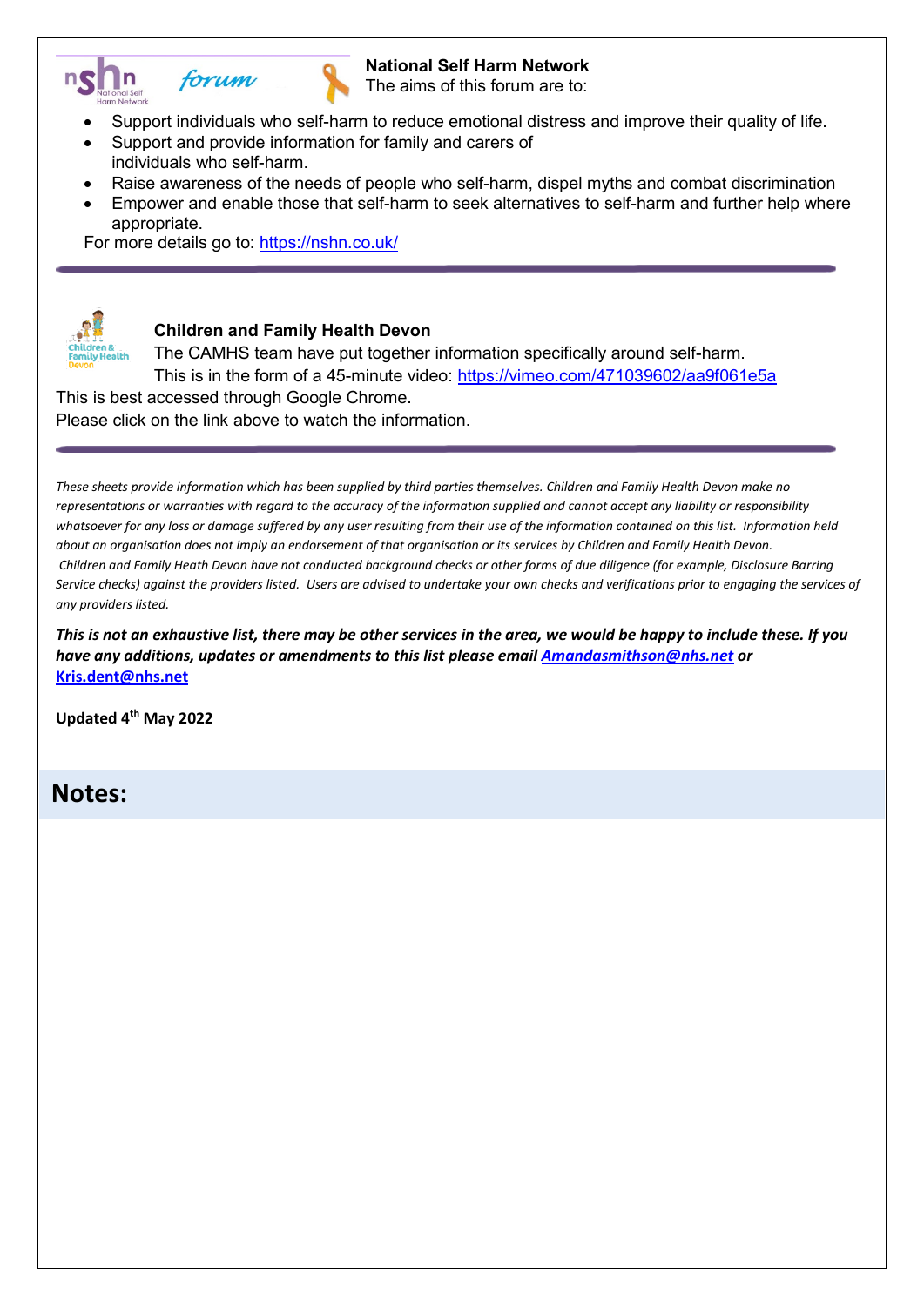**National Self Harm Network**

The aims of this forum are to:

- Support individuals who self-harm to reduce emotional distress and improve their quality of life.
- Support and provide information for family and carers of individuals who self-harm.
- Raise awareness of the needs of people who self-harm, dispel myths and combat discrimination
- Empower and enable those that self-harm to seek alternatives to self-harm and further help where appropriate.

For more details go to: https://nshn.co.uk/

---

**Children and Family Health Devon**

The CAMHS team have put together information specifically around self-harm.

This is in the form of a 45-minute video: https://vimeo.com/471039602/aa9f061e5a

This is best accessed through Google Chrome.

Please click on the link above to watch the information.

---

*These sheets provide information which has been supplied by third parties themselves. Children and Family Health Devon make no representations or warranties with regard to the accuracy of the information supplied and cannot accept any liability or responsibility whatsoever for any loss or damage suffered by any user resulting from their use of the information contained on this list. Information held about an organisation does not imply an endorsement of that organisation or its services by Children and Family Health Devon. Children and Family Heath Devon have not conducted background checks or other forms of due diligence (for example, Disclosure Barring Service checks) against the providers listed. Users are advised to undertake your own checks and verifications prior to engaging the services of any providers listed.*

***This is not an exhaustive list, there may be other services in the area, we would be happy to include these. If you have any additions, updates or amendments to this list please email Amandasmithson@nhs.net or Kris.dent@nhs.net***

**Updated 4th May 2022**

## Notes: